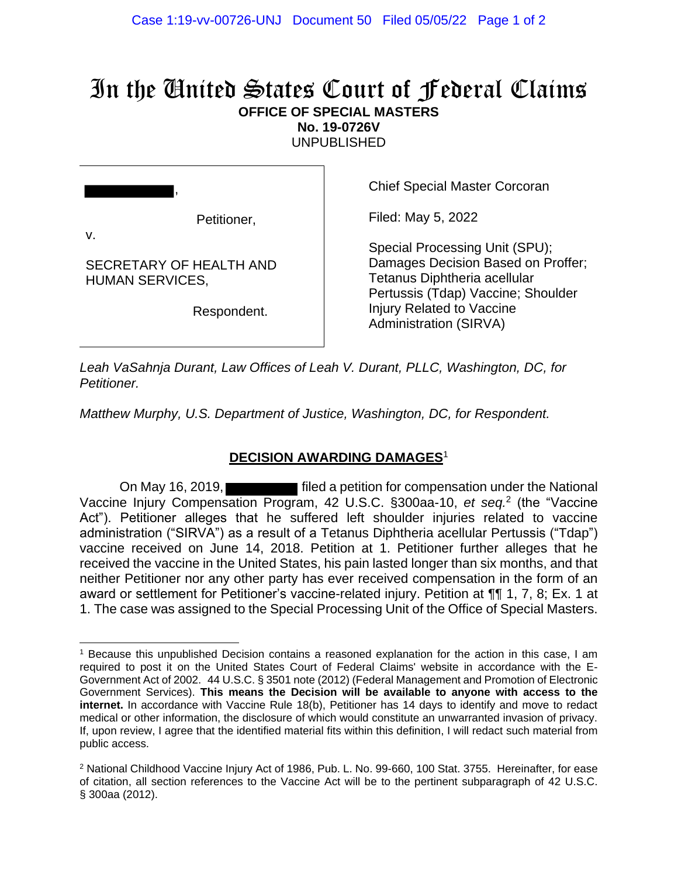# In the United States Court of Federal Claims

**OFFICE OF SPECIAL MASTERS**
**No. 19-0726V**
UNPUBLISHED

[REDACTED],

Petitioner,

v.

SECRETARY OF HEALTH AND HUMAN SERVICES,

Respondent.

Chief Special Master Corcoran

Filed: May 5, 2022

Special Processing Unit (SPU); Damages Decision Based on Proffer; Tetanus Diphtheria acellular Pertussis (Tdap) Vaccine; Shoulder Injury Related to Vaccine Administration (SIRVA)

*Leah VaSahnja Durant, Law Offices of Leah V. Durant, PLLC, Washington, DC, for Petitioner.*

*Matthew Murphy, U.S. Department of Justice, Washington, DC, for Respondent.*

## DECISION AWARDING DAMAGES[1]

On May 16, 2019, [REDACTED] filed a petition for compensation under the National Vaccine Injury Compensation Program, 42 U.S.C. §300aa-10, *et seq.*[2] (the "Vaccine Act"). Petitioner alleges that he suffered left shoulder injuries related to vaccine administration ("SIRVA") as a result of a Tetanus Diphtheria acellular Pertussis ("Tdap") vaccine received on June 14, 2018. Petition at 1. Petitioner further alleges that he received the vaccine in the United States, his pain lasted longer than six months, and that neither Petitioner nor any other party has ever received compensation in the form of an award or settlement for Petitioner's vaccine-related injury. Petition at ¶¶ 1, 7, 8; Ex. 1 at 1. The case was assigned to the Special Processing Unit of the Office of Special Masters.

---

[1] Because this unpublished Decision contains a reasoned explanation for the action in this case, I am required to post it on the United States Court of Federal Claims' website in accordance with the E-Government Act of 2002. 44 U.S.C. § 3501 note (2012) (Federal Management and Promotion of Electronic Government Services). **This means the Decision will be available to anyone with access to the internet.** In accordance with Vaccine Rule 18(b), Petitioner has 14 days to identify and move to redact medical or other information, the disclosure of which would constitute an unwarranted invasion of privacy. If, upon review, I agree that the identified material fits within this definition, I will redact such material from public access.

[2] National Childhood Vaccine Injury Act of 1986, Pub. L. No. 99-660, 100 Stat. 3755. Hereinafter, for ease of citation, all section references to the Vaccine Act will be to the pertinent subparagraph of 42 U.S.C. § 300aa (2012).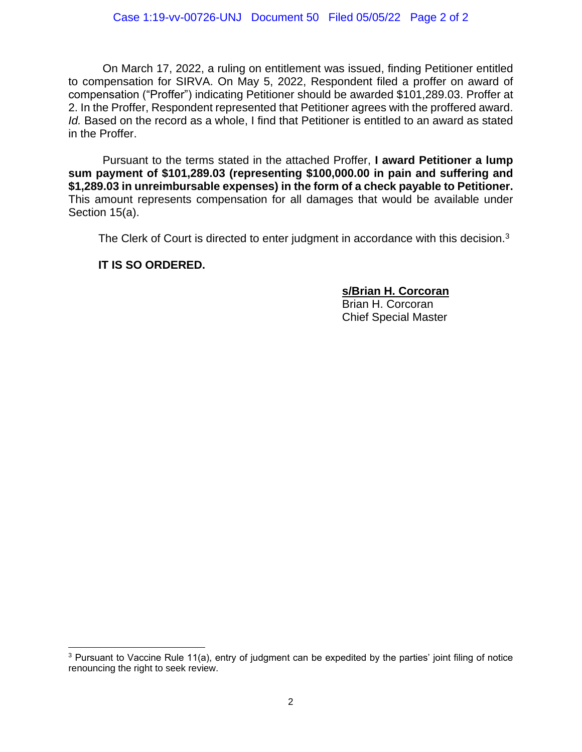On March 17, 2022, a ruling on entitlement was issued, finding Petitioner entitled to compensation for SIRVA. On May 5, 2022, Respondent filed a proffer on award of compensation ("Proffer") indicating Petitioner should be awarded $101,289.03. Proffer at 2. In the Proffer, Respondent represented that Petitioner agrees with the proffered award. *Id.* Based on the record as a whole, I find that Petitioner is entitled to an award as stated in the Proffer.

Pursuant to the terms stated in the attached Proffer, **I award Petitioner a lump sum payment of $101,289.03 (representing $100,000.00 in pain and suffering and $1,289.03 in unreimbursable expenses) in the form of a check payable to Petitioner.** This amount represents compensation for all damages that would be available under Section 15(a).

The Clerk of Court is directed to enter judgment in accordance with this decision.[3]

**IT IS SO ORDERED.**

**s/Brian H. Corcoran**
Brian H. Corcoran
Chief Special Master

[3] Pursuant to Vaccine Rule 11(a), entry of judgment can be expedited by the parties' joint filing of notice renouncing the right to seek review.